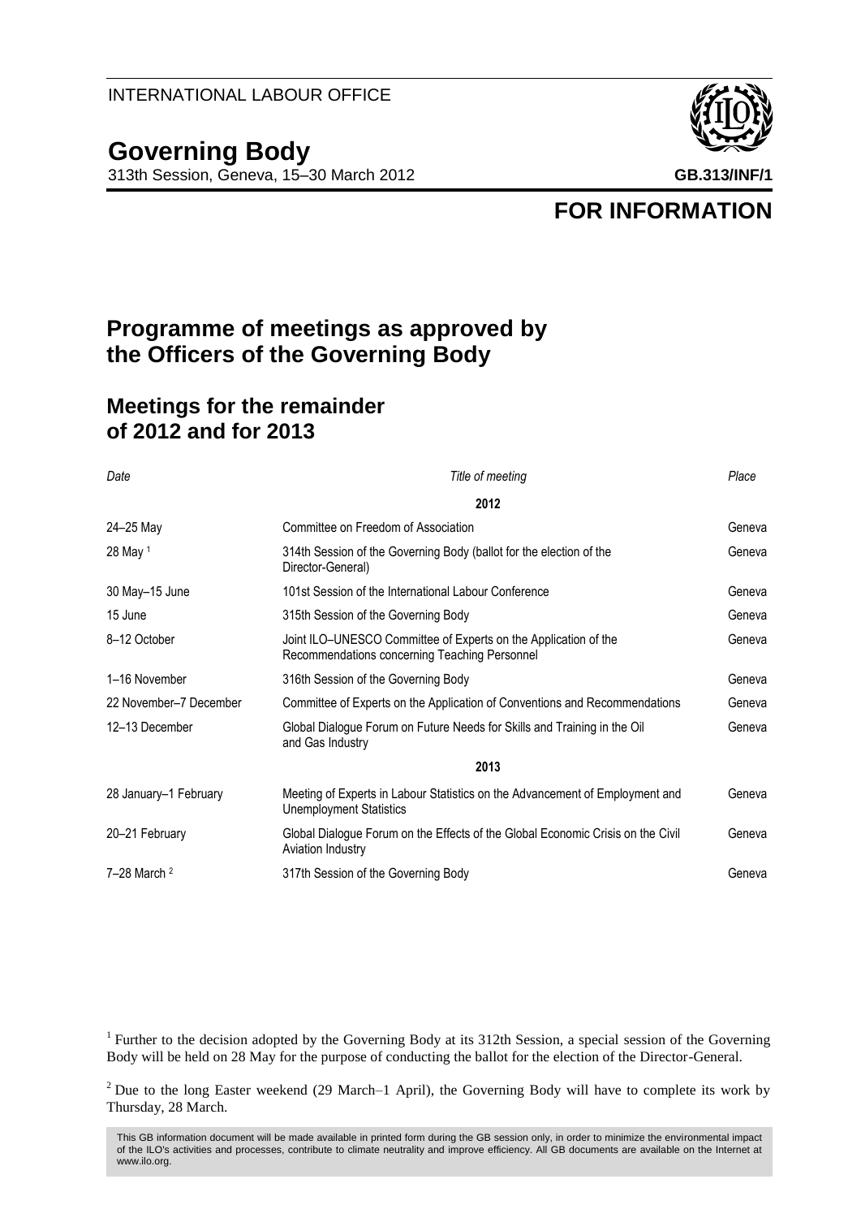INTERNATIONAL LABOUR OFFICE

# Governing Body

313th Session, Geneva, 15–30 March 2012

**GB.313/INF/1**

**FOR INFORMATION**

## Programme of meetings as approved by the Officers of the Governing Body

## Meetings for the remainder of 2012 and for 2013

| *Date* | *Title of meeting* | *Place* |
|---|---|---|
| | **2012** | |
| 24–25 May | Committee on Freedom of Association | Geneva |
| 28 May [1] | 314th Session of the Governing Body (ballot for the election of the Director-General) | Geneva |
| 30 May–15 June | 101st Session of the International Labour Conference | Geneva |
| 15 June | 315th Session of the Governing Body | Geneva |
| 8–12 October | Joint ILO–UNESCO Committee of Experts on the Application of the Recommendations concerning Teaching Personnel | Geneva |
| 1–16 November | 316th Session of the Governing Body | Geneva |
| 22 November–7 December | Committee of Experts on the Application of Conventions and Recommendations | Geneva |
| 12–13 December | Global Dialogue Forum on Future Needs for Skills and Training in the Oil and Gas Industry | Geneva |
| | **2013** | |
| 28 January–1 February | Meeting of Experts in Labour Statistics on the Advancement of Employment and Unemployment Statistics | Geneva |
| 20–21 February | Global Dialogue Forum on the Effects of the Global Economic Crisis on the Civil Aviation Industry | Geneva |
| 7–28 March [2] | 317th Session of the Governing Body | Geneva |

[1] Further to the decision adopted by the Governing Body at its 312th Session, a special session of the Governing Body will be held on 28 May for the purpose of conducting the ballot for the election of the Director-General.

[2] Due to the long Easter weekend (29 March–1 April), the Governing Body will have to complete its work by Thursday, 28 March.

This GB information document will be made available in printed form during the GB session only, in order to minimize the environmental impact of the ILO's activities and processes, contribute to climate neutrality and improve efficiency. All GB documents are available on the Internet at www.ilo.org.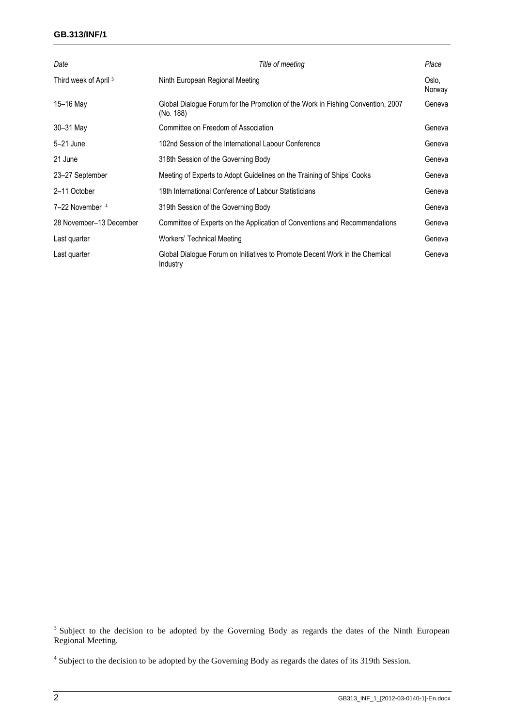| *Date* | *Title of meeting* | *Place* |
|---|---|---|
| Third week of April [3] | Ninth European Regional Meeting | Oslo, Norway |
| 15–16 May | Global Dialogue Forum for the Promotion of the Work in Fishing Convention, 2007 (No. 188) | Geneva |
| 30–31 May | Committee on Freedom of Association | Geneva |
| 5–21 June | 102nd Session of the International Labour Conference | Geneva |
| 21 June | 318th Session of the Governing Body | Geneva |
| 23–27 September | Meeting of Experts to Adopt Guidelines on the Training of Ships' Cooks | Geneva |
| 2–11 October | 19th International Conference of Labour Statisticians | Geneva |
| 7–22 November [4] | 319th Session of the Governing Body | Geneva |
| 28 November–13 December | Committee of Experts on the Application of Conventions and Recommendations | Geneva |
| Last quarter | Workers' Technical Meeting | Geneva |
| Last quarter | Global Dialogue Forum on Initiatives to Promote Decent Work in the Chemical Industry | Geneva |

[3] Subject to the decision to be adopted by the Governing Body as regards the dates of the Ninth European Regional Meeting.

[4] Subject to the decision to be adopted by the Governing Body as regards the dates of its 319th Session.